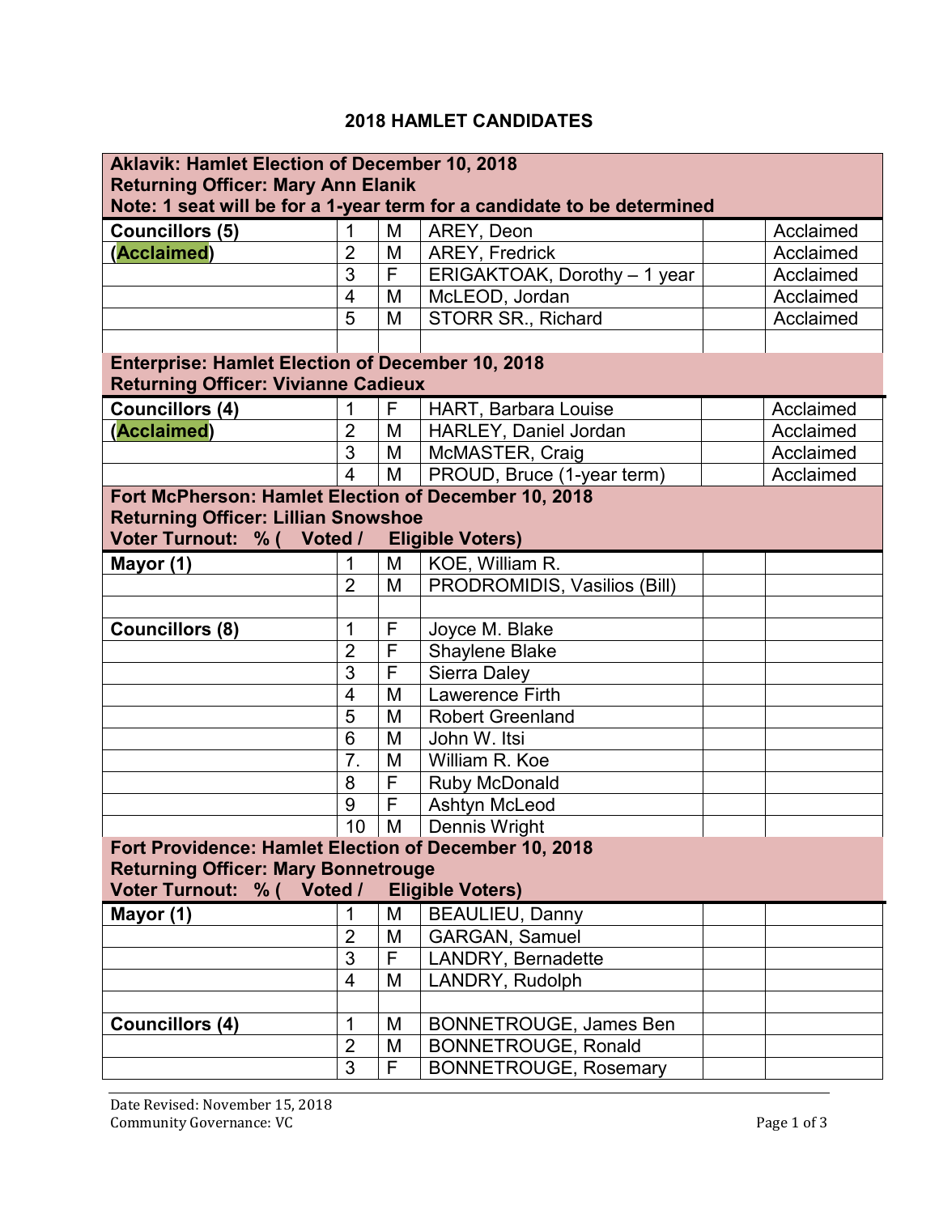# 2018 HAMLET CANDIDATES

| Aklavik: Hamlet Election of December 10, 2018<br>Returning Officer: Mary Ann Elanik<br>Note: 1 seat will be for a 1-year term for a candidate to be determined | | | | | |
|---|---|---|---|---|---|
| **Councillors (5)** | 1 | M | AREY, Deon | | Acclaimed |
| **(Acclaimed)** | 2 | M | AREY, Fredrick | | Acclaimed |
| | 3 | F | ERIGAKTOAK, Dorothy – 1 year | | Acclaimed |
| | 4 | M | McLEOD, Jordan | | Acclaimed |
| | 5 | M | STORR SR., Richard | | Acclaimed |
| | | | | | |
| **Enterprise: Hamlet Election of December 10, 2018<br>Returning Officer: Vivianne Cadieux** | | | | | |
| **Councillors (4)** | 1 | F | HART, Barbara Louise | | Acclaimed |
| **(Acclaimed)** | 2 | M | HARLEY, Daniel Jordan | | Acclaimed |
| | 3 | M | McMASTER, Craig | | Acclaimed |
| | 4 | M | PROUD, Bruce (1-year term) | | Acclaimed |
| **Fort McPherson: Hamlet Election of December 10, 2018<br>Returning Officer: Lillian Snowshoe<br>Voter Turnout: % ( Voted / Eligible Voters)** | | | | | |
| **Mayor (1)** | 1 | M | KOE, William R. | | |
| | 2 | M | PRODROMIDIS, Vasilios (Bill) | | |
| | | | | | |
| **Councillors (8)** | 1 | F | Joyce M. Blake | | |
| | 2 | F | Shaylene Blake | | |
| | 3 | F | Sierra Daley | | |
| | 4 | M | Lawerence Firth | | |
| | 5 | M | Robert Greenland | | |
| | 6 | M | John W. Itsi | | |
| | 7. | M | William R. Koe | | |
| | 8 | F | Ruby McDonald | | |
| | 9 | F | Ashtyn McLeod | | |
| | 10 | M | Dennis Wright | | |
| **Fort Providence: Hamlet Election of December 10, 2018<br>Returning Officer: Mary Bonnetrouge<br>Voter Turnout: % ( Voted / Eligible Voters)** | | | | | |
| **Mayor (1)** | 1 | M | BEAULIEU, Danny | | |
| | 2 | M | GARGAN, Samuel | | |
| | 3 | F | LANDRY, Bernadette | | |
| | 4 | M | LANDRY, Rudolph | | |
| | | | | | |
| **Councillors (4)** | 1 | M | BONNETROUGE, James Ben | | |
| | 2 | M | BONNETROUGE, Ronald | | |
| | 3 | F | BONNETROUGE, Rosemary | | |

Date Revised: November 15, 2018
Community Governance: VC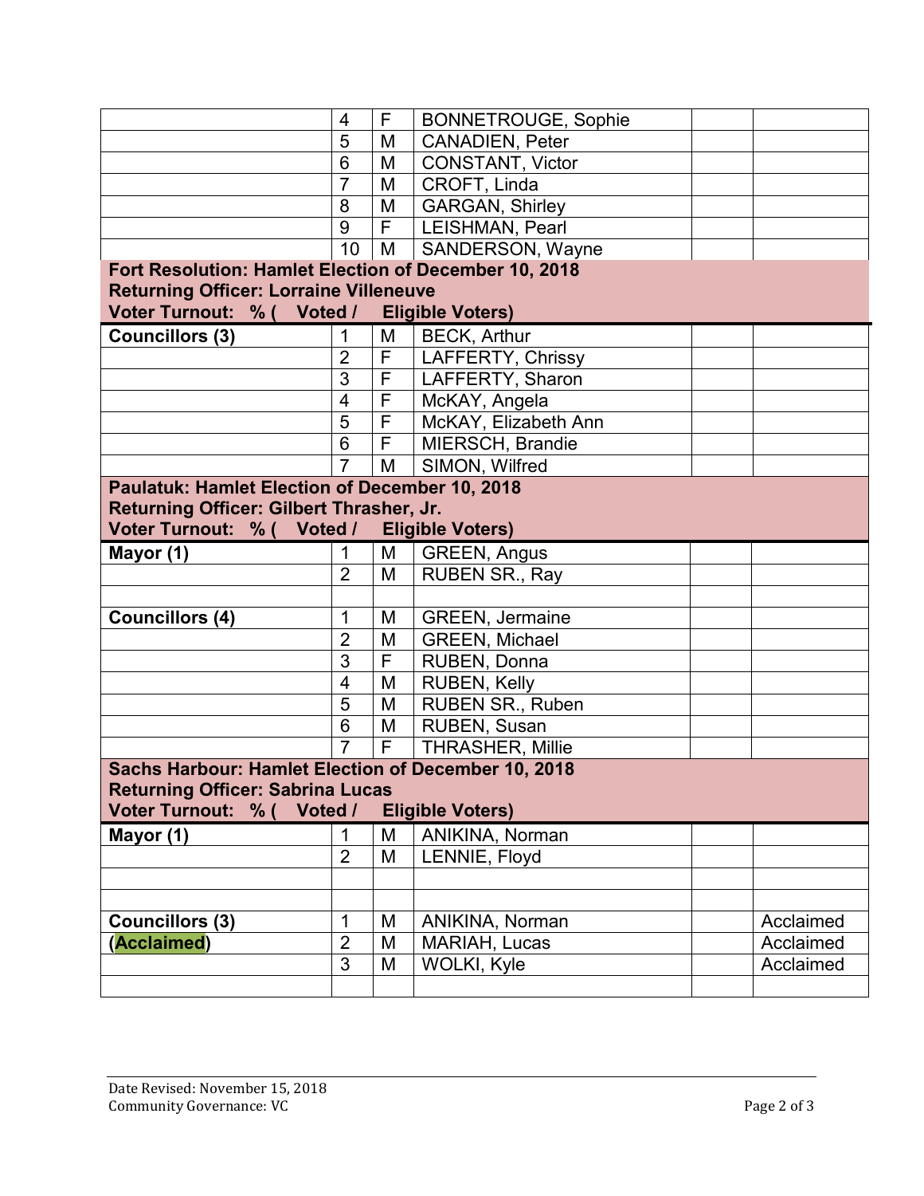| | | | | | |
|---|---|---|---|---|---|
| | 4 | F | BONNETROUGE, Sophie | | |
| | 5 | M | CANADIEN, Peter | | |
| | 6 | M | CONSTANT, Victor | | |
| | 7 | M | CROFT, Linda | | |
| | 8 | M | GARGAN, Shirley | | |
| | 9 | F | LEISHMAN, Pearl | | |
| | 10 | M | SANDERSON, Wayne | | |

**Fort Resolution: Hamlet Election of December 10, 2018**
**Returning Officer: Lorraine Villeneuve**
**Voter Turnout: % ( Voted / Eligible Voters)**

| | | | | | |
|---|---|---|---|---|---|
| **Councillors (3)** | 1 | M | BECK, Arthur | | |
| | 2 | F | LAFFERTY, Chrissy | | |
| | 3 | F | LAFFERTY, Sharon | | |
| | 4 | F | McKAY, Angela | | |
| | 5 | F | McKAY, Elizabeth Ann | | |
| | 6 | F | MIERSCH, Brandie | | |
| | 7 | M | SIMON, Wilfred | | |

**Paulatuk: Hamlet Election of December 10, 2018**
**Returning Officer: Gilbert Thrasher, Jr.**
**Voter Turnout: % ( Voted / Eligible Voters)**

| | | | | | |
|---|---|---|---|---|---|
| **Mayor (1)** | 1 | M | GREEN, Angus | | |
| | 2 | M | RUBEN SR., Ray | | |
| | | | | | |
| **Councillors (4)** | 1 | M | GREEN, Jermaine | | |
| | 2 | M | GREEN, Michael | | |
| | 3 | F | RUBEN, Donna | | |
| | 4 | M | RUBEN, Kelly | | |
| | 5 | M | RUBEN SR., Ruben | | |
| | 6 | M | RUBEN, Susan | | |
| | 7 | F | THRASHER, Millie | | |

**Sachs Harbour: Hamlet Election of December 10, 2018**
**Returning Officer: Sabrina Lucas**
**Voter Turnout: % ( Voted / Eligible Voters)**

| | | | | | |
|---|---|---|---|---|---|
| **Mayor (1)** | 1 | M | ANIKINA, Norman | | |
| | 2 | M | LENNIE, Floyd | | |
| | | | | | |
| | | | | | |
| **Councillors (3)** | 1 | M | ANIKINA, Norman | | Acclaimed |
| **(Acclaimed)** | 2 | M | MARIAH, Lucas | | Acclaimed |
| | 3 | M | WOLKI, Kyle | | Acclaimed |
| | | | | | |

Date Revised: November 15, 2018
Community Governance: VC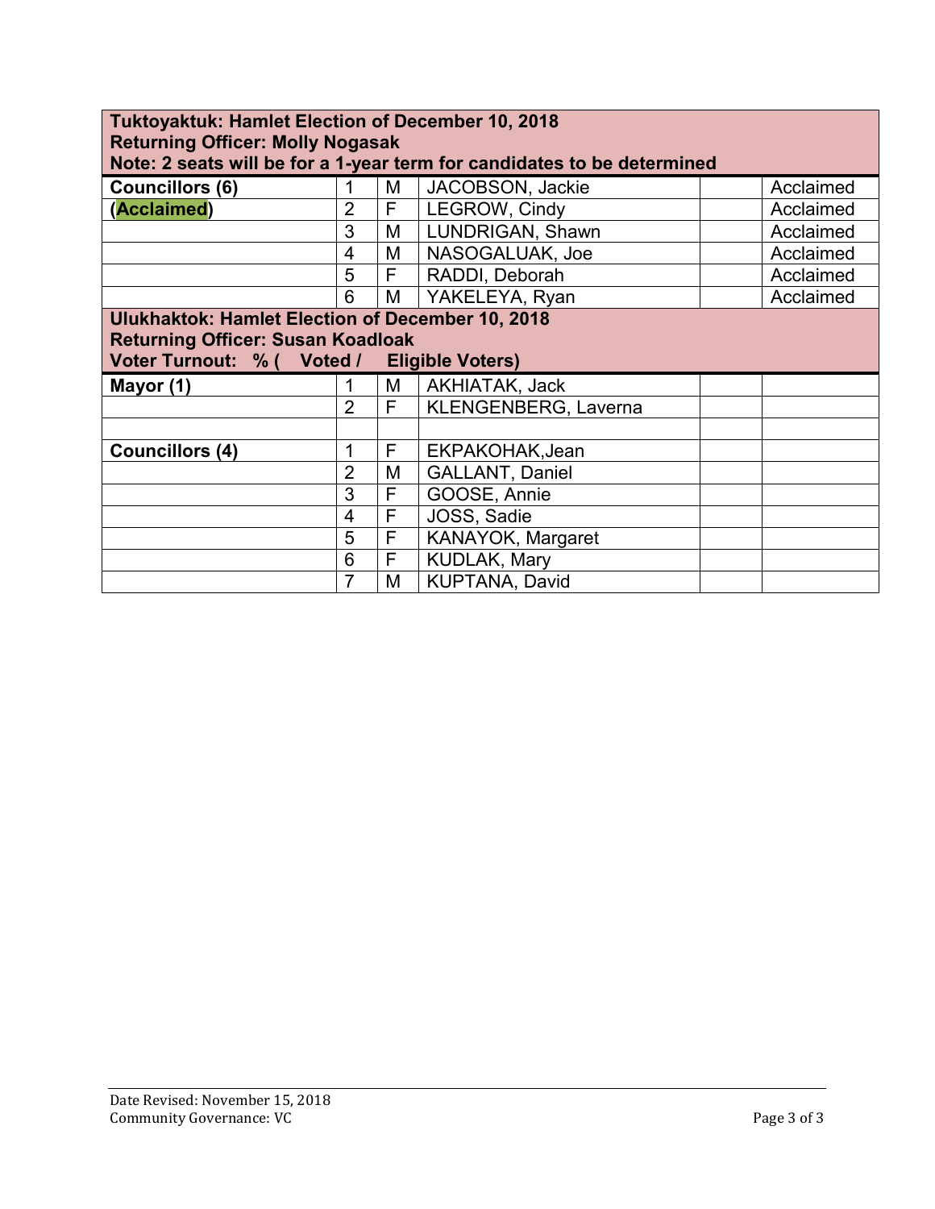| | | | | | |
|---|---|---|---|---|---|
| **Tuktoyaktuk: Hamlet Election of December 10, 2018** | | | | | |
| **Returning Officer: Molly Nogasak** | | | | | |
| **Note: 2 seats will be for a 1-year term for candidates to be determined** | | | | | |
| **Councillors (6)** | 1 | M | JACOBSON, Jackie | | Acclaimed |
| **(Acclaimed)** | 2 | F | LEGROW, Cindy | | Acclaimed |
| | 3 | M | LUNDRIGAN, Shawn | | Acclaimed |
| | 4 | M | NASOGALUAK, Joe | | Acclaimed |
| | 5 | F | RADDI, Deborah | | Acclaimed |
| | 6 | M | YAKELEYA, Ryan | | Acclaimed |
| **Ulukhaktok: Hamlet Election of December 10, 2018** | | | | | |
| **Returning Officer: Susan Koadloak** | | | | | |
| **Voter Turnout: % ( Voted / Eligible Voters)** | | | | | |
| **Mayor (1)** | 1 | M | AKHIATAK, Jack | | |
| | 2 | F | KLENGENBERG, Laverna | | |
| | | | | | |
| **Councillors (4)** | 1 | F | EKPAKOHAK,Jean | | |
| | 2 | M | GALLANT, Daniel | | |
| | 3 | F | GOOSE, Annie | | |
| | 4 | F | JOSS, Sadie | | |
| | 5 | F | KANAYOK, Margaret | | |
| | 6 | F | KUDLAK, Mary | | |
| | 7 | M | KUPTANA, David | | |

Date Revised: November 15, 2018
Community Governance: VC